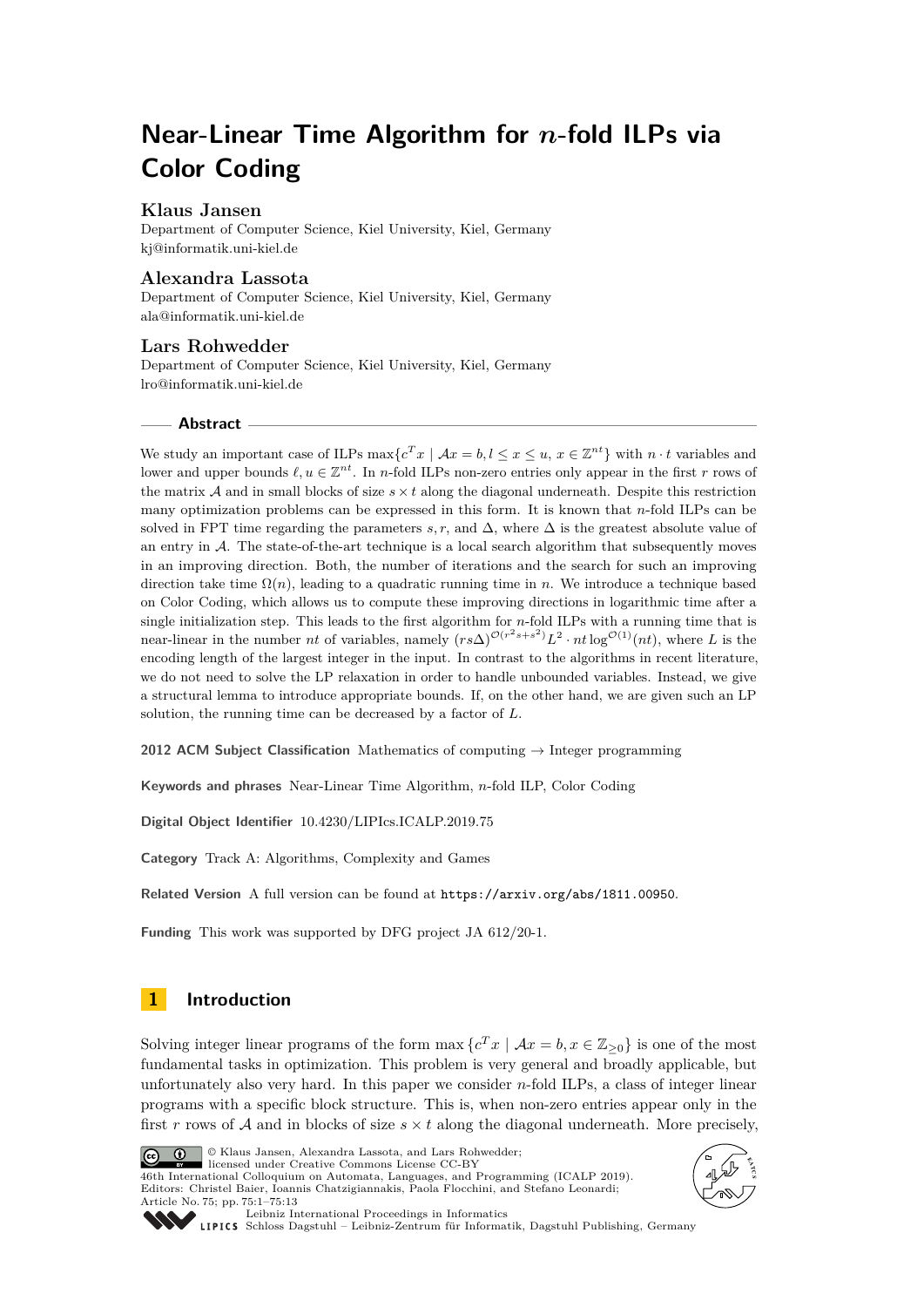# Near-Linear Time Algorithm for $n$-fold ILPs via Color Coding

**Klaus Jansen**
Department of Computer Science, Kiel University, Kiel, Germany
kj@informatik.uni-kiel.de

**Alexandra Lassota**
Department of Computer Science, Kiel University, Kiel, Germany
ala@informatik.uni-kiel.de

**Lars Rohwedder**
Department of Computer Science, Kiel University, Kiel, Germany
lro@informatik.uni-kiel.de

## Abstract

We study an important case of ILPs $\max\{c^T x \mid \mathcal{A}x = b, l \leq x \leq u, x \in \mathbb{Z}^{nt}\}$ with $n \cdot t$ variables and lower and upper bounds $\ell, u \in \mathbb{Z}^{nt}$. In $n$-fold ILPs non-zero entries only appear in the first $r$ rows of the matrix $\mathcal{A}$ and in small blocks of size $s \times t$ along the diagonal underneath. Despite this restriction many optimization problems can be expressed in this form. It is known that $n$-fold ILPs can be solved in FPT time regarding the parameters $s, r$, and $\Delta$, where $\Delta$ is the greatest absolute value of an entry in $\mathcal{A}$. The state-of-the-art technique is a local search algorithm that subsequently moves in an improving direction. Both, the number of iterations and the search for such an improving direction take time $\Omega(n)$, leading to a quadratic running time in $n$. We introduce a technique based on Color Coding, which allows us to compute these improving directions in logarithmic time after a single initialization step. This leads to the first algorithm for $n$-fold ILPs with a running time that is near-linear in the number $nt$ of variables, namely $(rs\Delta)^{\mathcal{O}(r^2 s + s^2)} L^2 \cdot nt \log^{\mathcal{O}(1)}(nt)$, where $L$ is the encoding length of the largest integer in the input. In contrast to the algorithms in recent literature, we do not need to solve the LP relaxation in order to handle unbounded variables. Instead, we give a structural lemma to introduce appropriate bounds. If, on the other hand, we are given such an LP solution, the running time can be decreased by a factor of $L$.

**2012 ACM Subject Classification** Mathematics of computing → Integer programming

**Keywords and phrases** Near-Linear Time Algorithm, $n$-fold ILP, Color Coding

**Digital Object Identifier** 10.4230/LIPIcs.ICALP.2019.75

**Category** Track A: Algorithms, Complexity and Games

**Related Version** A full version can be found at `https://arxiv.org/abs/1811.00950`.

**Funding** This work was supported by DFG project JA 612/20-1.

## 1 Introduction

Solving integer linear programs of the form $\max\{c^T x \mid \mathcal{A}x = b, x \in \mathbb{Z}_{\geq 0}\}$ is one of the most fundamental tasks in optimization. This problem is very general and broadly applicable, but unfortunately also very hard. In this paper we consider $n$-fold ILPs, a class of integer linear programs with a specific block structure. This is, when non-zero entries appear only in the first $r$ rows of $\mathcal{A}$ and in blocks of size $s \times t$ along the diagonal underneath. More precisely,

© Klaus Jansen, Alexandra Lassota, and Lars Rohwedder;
licensed under Creative Commons License CC-BY
46th International Colloquium on Automata, Languages, and Programming (ICALP 2019).
Editors: Christel Baier, Ioannis Chatzigiannakis, Paola Flocchini, and Stefano Leonardi;
Article No. 75; pp. 75:1–75:13
Leibniz International Proceedings in Informatics
Schloss Dagstuhl – Leibniz-Zentrum für Informatik, Dagstuhl Publishing, Germany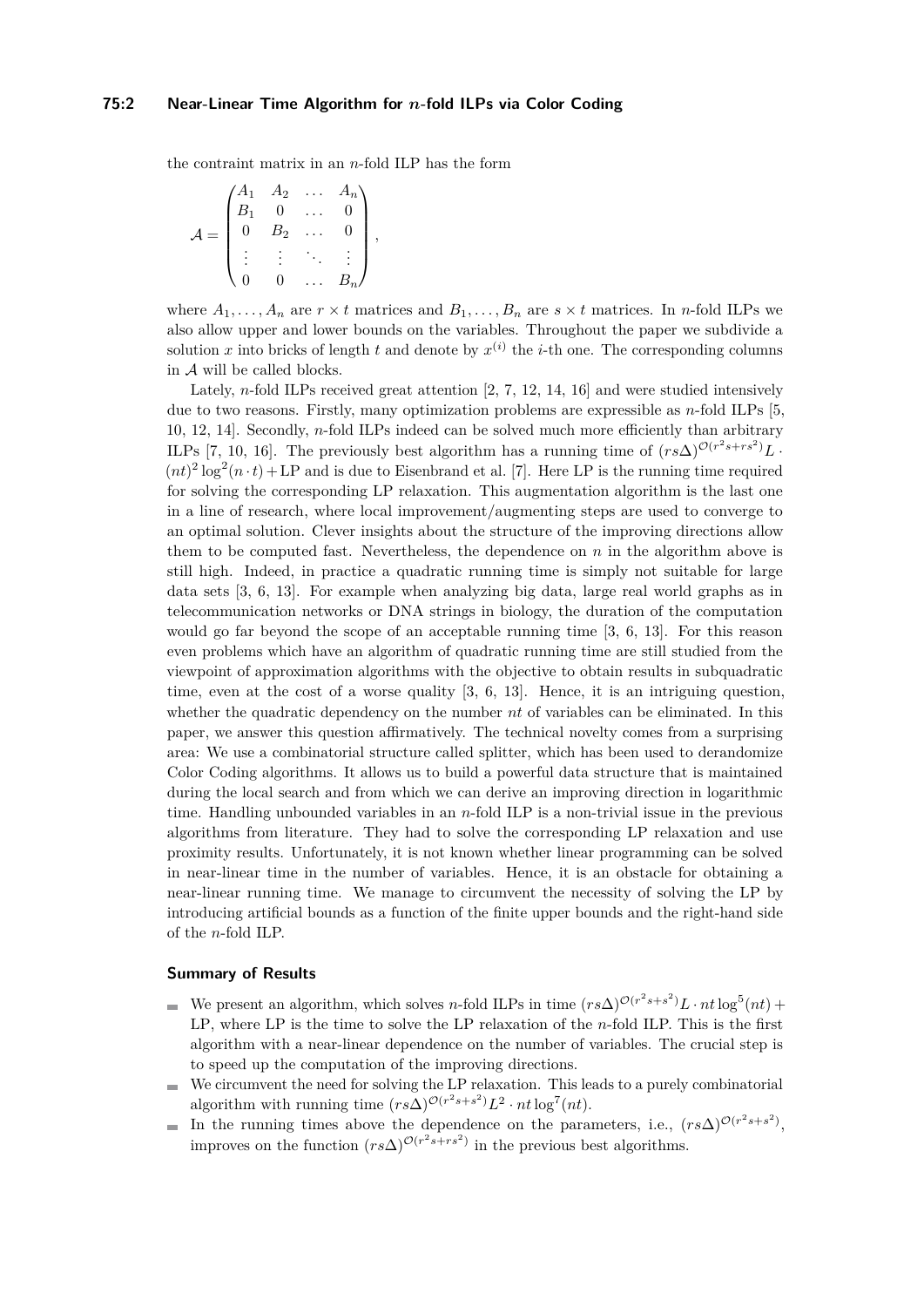the contraint matrix in an $n$-fold ILP has the form

$$\mathcal{A} = \begin{pmatrix} A_1 & A_2 & \dots & A_n \\ B_1 & 0 & \dots & 0 \\ 0 & B_2 & \dots & 0 \\ \vdots & \vdots & \ddots & \vdots \\ 0 & 0 & \dots & B_n \end{pmatrix},$$

where $A_1, \dots, A_n$ are $r \times t$ matrices and $B_1, \dots, B_n$ are $s \times t$ matrices. In $n$-fold ILPs we also allow upper and lower bounds on the variables. Throughout the paper we subdivide a solution $x$ into bricks of length $t$ and denote by $x^{(i)}$ the $i$-th one. The corresponding columns in $\mathcal{A}$ will be called blocks.

Lately, $n$-fold ILPs received great attention [2, 7, 12, 14, 16] and were studied intensively due to two reasons. Firstly, many optimization problems are expressible as $n$-fold ILPs [5, 10, 12, 14]. Secondly, $n$-fold ILPs indeed can be solved much more efficiently than arbitrary ILPs [7, 10, 16]. The previously best algorithm has a running time of $(rs\Delta)^{\mathcal{O}(r^2s+rs^2)}L \cdot (nt)^2 \log^2(n \cdot t) + \text{LP}$ and is due to Eisenbrand et al. [7]. Here LP is the running time required for solving the corresponding LP relaxation. This augmentation algorithm is the last one in a line of research, where local improvement/augmenting steps are used to converge to an optimal solution. Clever insights about the structure of the improving directions allow them to be computed fast. Nevertheless, the dependence on $n$ in the algorithm above is still high. Indeed, in practice a quadratic running time is simply not suitable for large data sets [3, 6, 13]. For example when analyzing big data, large real world graphs as in telecommunication networks or DNA strings in biology, the duration of the computation would go far beyond the scope of an acceptable running time [3, 6, 13]. For this reason even problems which have an algorithm of quadratic running time are still studied from the viewpoint of approximation algorithms with the objective to obtain results in subquadratic time, even at the cost of a worse quality [3, 6, 13]. Hence, it is an intriguing question, whether the quadratic dependency on the number $nt$ of variables can be eliminated. In this paper, we answer this question affirmatively. The technical novelty comes from a surprising area: We use a combinatorial structure called splitter, which has been used to derandomize Color Coding algorithms. It allows us to build a powerful data structure that is maintained during the local search and from which we can derive an improving direction in logarithmic time. Handling unbounded variables in an $n$-fold ILP is a non-trivial issue in the previous algorithms from literature. They had to solve the corresponding LP relaxation and use proximity results. Unfortunately, it is not known whether linear programming can be solved in near-linear time in the number of variables. Hence, it is an obstacle for obtaining a near-linear running time. We manage to circumvent the necessity of solving the LP by introducing artificial bounds as a function of the finite upper bounds and the right-hand side of the $n$-fold ILP.

### Summary of Results

- We present an algorithm, which solves $n$-fold ILPs in time $(rs\Delta)^{\mathcal{O}(r^2s+s^2)}L \cdot nt \log^5(nt) + \text{LP}$, where LP is the time to solve the LP relaxation of the $n$-fold ILP. This is the first algorithm with a near-linear dependence on the number of variables. The crucial step is to speed up the computation of the improving directions.
- We circumvent the need for solving the LP relaxation. This leads to a purely combinatorial algorithm with running time $(rs\Delta)^{\mathcal{O}(r^2s+s^2)}L^2 \cdot nt \log^7(nt)$.
- In the running times above the dependence on the parameters, i.e., $(rs\Delta)^{\mathcal{O}(r^2s+s^2)}$, improves on the function $(rs\Delta)^{\mathcal{O}(r^2s+rs^2)}$ in the previous best algorithms.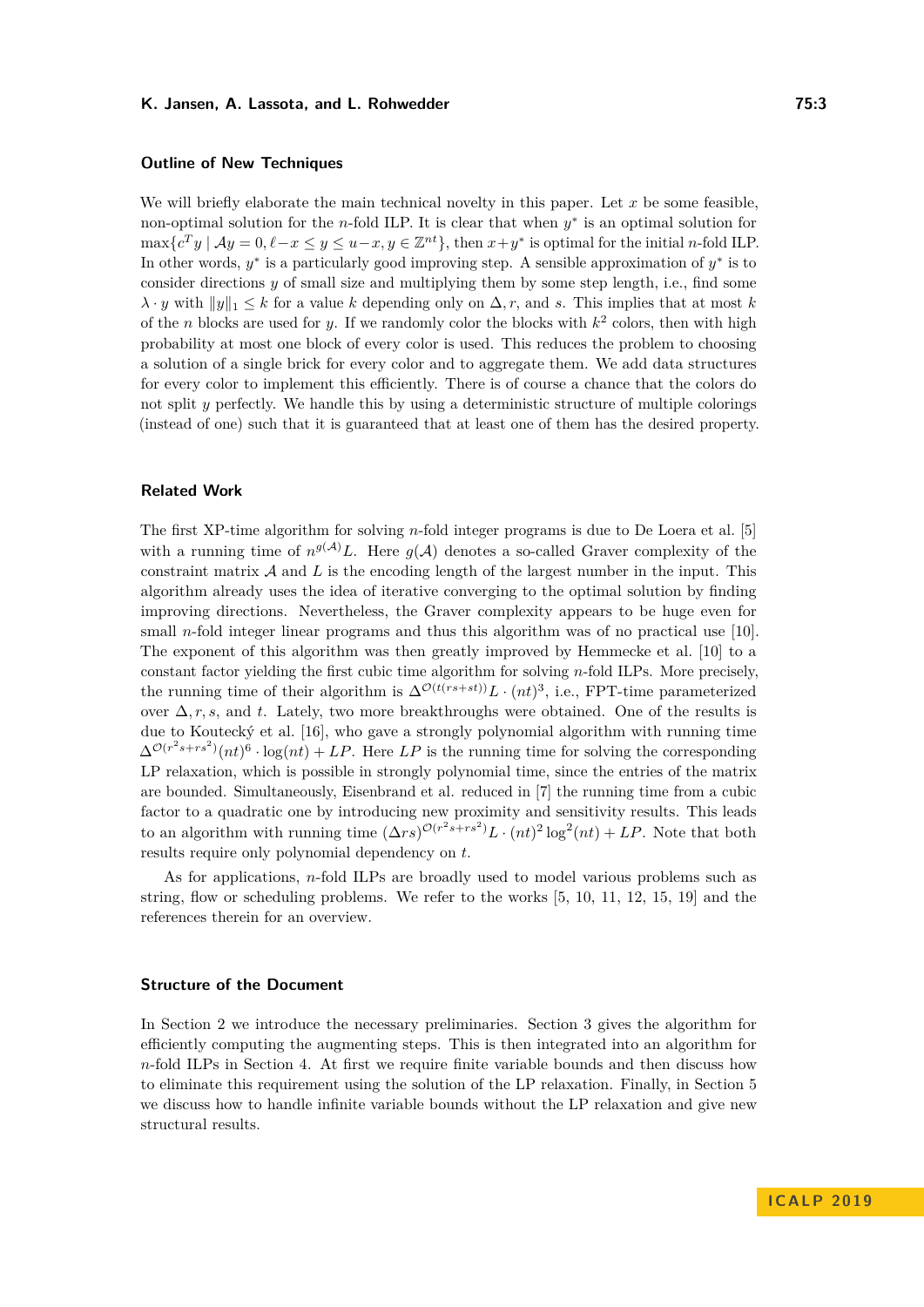### Outline of New Techniques

We will briefly elaborate the main technical novelty in this paper. Let $x$ be some feasible, non-optimal solution for the $n$-fold ILP. It is clear that when $y^*$ is an optimal solution for $\max\{c^T y \mid \mathcal{A}y = 0, \ell - x \leq y \leq u - x, y \in \mathbb{Z}^{nt}\}$, then $x + y^*$ is optimal for the initial $n$-fold ILP. In other words, $y^*$ is a particularly good improving step. A sensible approximation of $y^*$ is to consider directions $y$ of small size and multiplying them by some step length, i.e., find some $\lambda \cdot y$ with $\|y\|_1 \leq k$ for a value $k$ depending only on $\Delta$, $r$, and $s$. This implies that at most $k$ of the $n$ blocks are used for $y$. If we randomly color the blocks with $k^2$ colors, then with high probability at most one block of every color is used. This reduces the problem to choosing a solution of a single brick for every color and to aggregate them. We add data structures for every color to implement this efficiently. There is of course a chance that the colors do not split $y$ perfectly. We handle this by using a deterministic structure of multiple colorings (instead of one) such that it is guaranteed that at least one of them has the desired property.

### Related Work

The first XP-time algorithm for solving $n$-fold integer programs is due to De Loera et al. [5] with a running time of $n^{g(\mathcal{A})}L$. Here $g(\mathcal{A})$ denotes a so-called Graver complexity of the constraint matrix $\mathcal{A}$ and $L$ is the encoding length of the largest number in the input. This algorithm already uses the idea of iterative converging to the optimal solution by finding improving directions. Nevertheless, the Graver complexity appears to be huge even for small $n$-fold integer linear programs and thus this algorithm was of no practical use [10]. The exponent of this algorithm was then greatly improved by Hemmecke et al. [10] to a constant factor yielding the first cubic time algorithm for solving $n$-fold ILPs. More precisely, the running time of their algorithm is $\Delta^{\mathcal{O}(t(rs+st))}L \cdot (nt)^3$, i.e., FPT-time parameterized over $\Delta, r, s$, and $t$. Lately, two more breakthroughs were obtained. One of the results is due to Koutecký et al. [16], who gave a strongly polynomial algorithm with running time $\Delta^{\mathcal{O}(r^2 s + rs^2)}(nt)^6 \cdot \log(nt) + LP$. Here $LP$ is the running time for solving the corresponding LP relaxation, which is possible in strongly polynomial time, since the entries of the matrix are bounded. Simultaneously, Eisenbrand et al. reduced in [7] the running time from a cubic factor to a quadratic one by introducing new proximity and sensitivity results. This leads to an algorithm with running time $(\Delta rs)^{\mathcal{O}(r^2 s + rs^2)}L \cdot (nt)^2 \log^2(nt) + LP$. Note that both results require only polynomial dependency on $t$.

As for applications, $n$-fold ILPs are broadly used to model various problems such as string, flow or scheduling problems. We refer to the works [5, 10, 11, 12, 15, 19] and the references therein for an overview.

### Structure of the Document

In Section 2 we introduce the necessary preliminaries. Section 3 gives the algorithm for efficiently computing the augmenting steps. This is then integrated into an algorithm for $n$-fold ILPs in Section 4. At first we require finite variable bounds and then discuss how to eliminate this requirement using the solution of the LP relaxation. Finally, in Section 5 we discuss how to handle infinite variable bounds without the LP relaxation and give new structural results.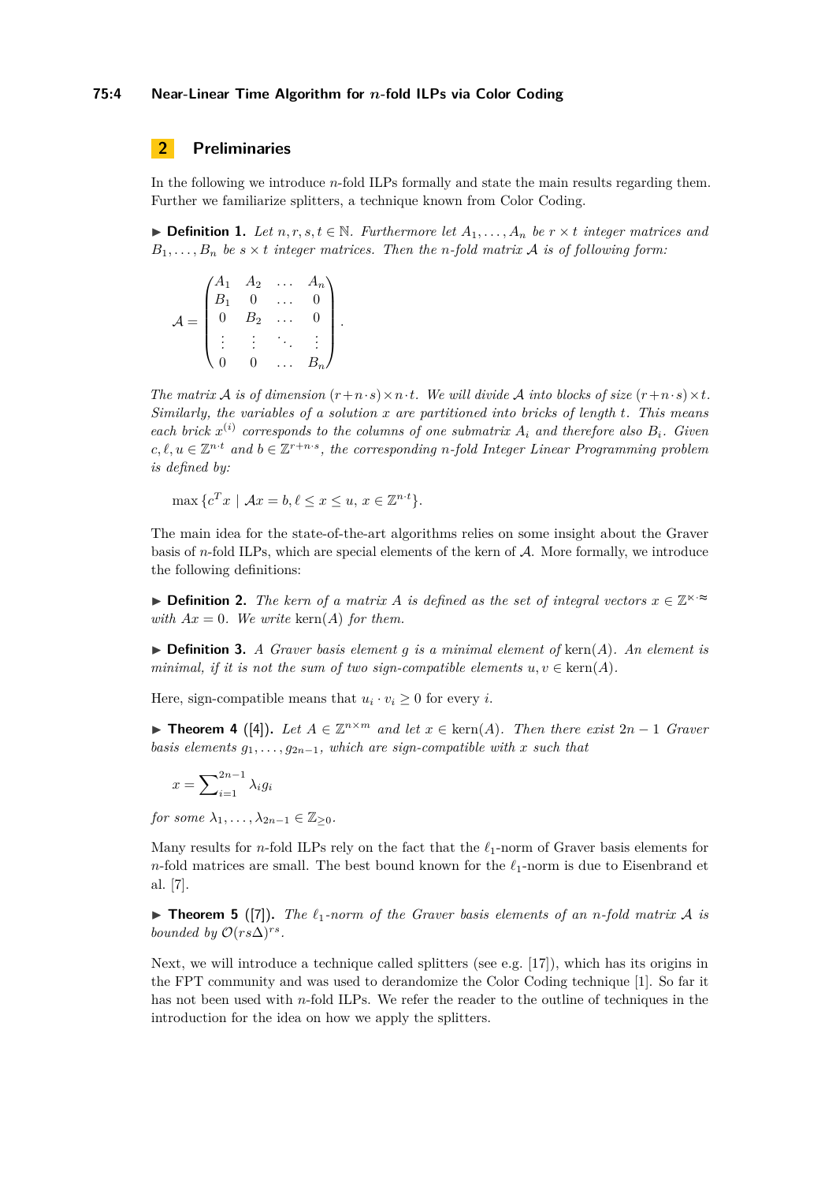## 2 Preliminaries

In the following we introduce $n$-fold ILPs formally and state the main results regarding them. Further we familiarize splitters, a technique known from Color Coding.

▶ **Definition 1.** *Let $n, r, s, t \in \mathbb{N}$. Furthermore let $A_1, \ldots, A_n$ be $r \times t$ integer matrices and $B_1, \ldots, B_n$ be $s \times t$ integer matrices. Then the $n$-fold matrix $\mathcal{A}$ is of following form:*

$$\mathcal{A} = \begin{pmatrix} A_1 & A_2 & \ldots & A_n \\ B_1 & 0 & \ldots & 0 \\ 0 & B_2 & \ldots & 0 \\ \vdots & \vdots & \ddots & \vdots \\ 0 & 0 & \ldots & B_n \end{pmatrix}.$$

*The matrix $\mathcal{A}$ is of dimension $(r+n\cdot s)\times n\cdot t$. We will divide $\mathcal{A}$ into blocks of size $(r+n\cdot s)\times t$. Similarly, the variables of a solution $x$ are partitioned into bricks of length $t$. This means each brick $x^{(i)}$ corresponds to the columns of one submatrix $A_i$ and therefore also $B_i$. Given $c, \ell, u \in \mathbb{Z}^{n\cdot t}$ and $b \in \mathbb{Z}^{r+n\cdot s}$, the corresponding $n$-fold Integer Linear Programming problem is defined by:*

$$\max\,\{c^T x \mid \mathcal{A}x = b, \ell \leq x \leq u,\, x \in \mathbb{Z}^{n\cdot t}\}.$$

The main idea for the state-of-the-art algorithms relies on some insight about the Graver basis of $n$-fold ILPs, which are special elements of the kern of $\mathcal{A}$. More formally, we introduce the following definitions:

▶ **Definition 2.** *The kern of a matrix $A$ is defined as the set of integral vectors $x \in \mathbb{Z}^{\times\cdot\approx}$ with $Ax = 0$. We write* $\text{kern}(A)$ *for them.*

▶ **Definition 3.** *A Graver basis element $g$ is a minimal element of* $\text{kern}(A)$*. An element is minimal, if it is not the sum of two sign-compatible elements $u, v \in$* $\text{kern}(A)$*.*

Here, sign-compatible means that $u_i \cdot v_i \geq 0$ for every $i$.

▶ **Theorem 4** ([4])**.** *Let $A \in \mathbb{Z}^{n\times m}$ and let $x \in$* $\text{kern}(A)$*. Then there exist $2n-1$ Graver basis elements $g_1, \ldots, g_{2n-1}$, which are sign-compatible with $x$ such that*

$$x = \sum\nolimits_{i=1}^{2n-1} \lambda_i g_i$$

*for some $\lambda_1, \ldots, \lambda_{2n-1} \in \mathbb{Z}_{\geq 0}$.*

Many results for $n$-fold ILPs rely on the fact that the $\ell_1$-norm of Graver basis elements for $n$-fold matrices are small. The best bound known for the $\ell_1$-norm is due to Eisenbrand et al. [7].

▶ **Theorem 5** ([7])**.** *The $\ell_1$-norm of the Graver basis elements of an $n$-fold matrix $\mathcal{A}$ is bounded by $\mathcal{O}(rs\Delta)^{rs}$.*

Next, we will introduce a technique called splitters (see e.g. [17]), which has its origins in the FPT community and was used to derandomize the Color Coding technique [1]. So far it has not been used with $n$-fold ILPs. We refer the reader to the outline of techniques in the introduction for the idea on how we apply the splitters.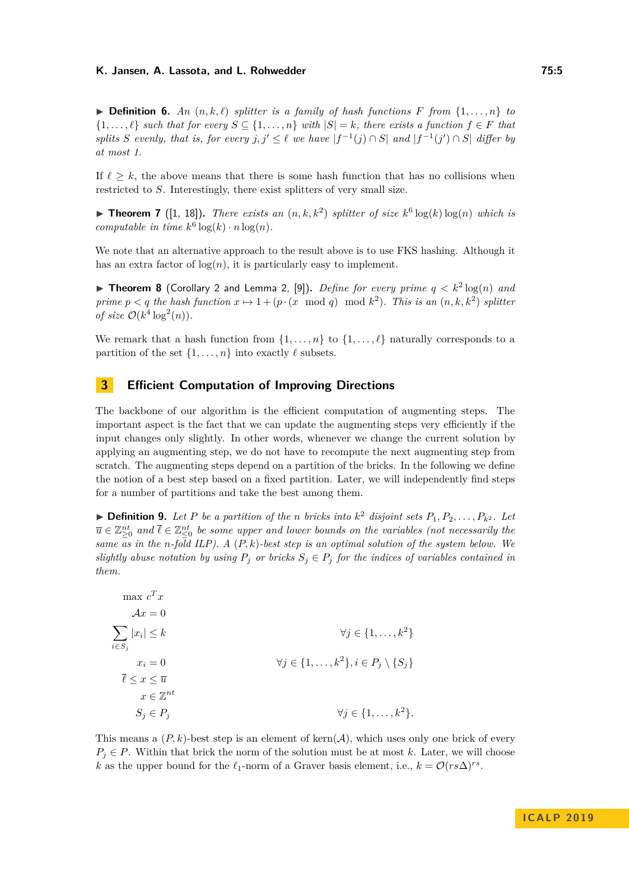▶ **Definition 6.** *An $(n, k, \ell)$ splitter is a family of hash functions $F$ from $\{1, \dots, n\}$ to $\{1, \dots, \ell\}$ such that for every $S \subseteq \{1, \dots, n\}$ with $|S| = k$, there exists a function $f \in F$ that splits $S$ evenly, that is, for every $j, j' \leq \ell$ we have $|f^{-1}(j) \cap S|$ and $|f^{-1}(j') \cap S|$ differ by at most 1.*

If $\ell \geq k$, the above means that there is some hash function that has no collisions when restricted to $S$. Interestingly, there exist splitters of very small size.

▶ **Theorem 7** ([1, 18])**.** *There exists an $(n, k, k^2)$ splitter of size $k^6 \log(k) \log(n)$ which is computable in time $k^6 \log(k) \cdot n \log(n)$.*

We note that an alternative approach to the result above is to use FKS hashing. Although it has an extra factor of $\log(n)$, it is particularly easy to implement.

▶ **Theorem 8** (Corollary 2 and Lemma 2, [9])**.** *Define for every prime $q < k^2 \log(n)$ and prime $p < q$ the hash function $x \mapsto 1 + (p \cdot (x \mod q) \mod k^2)$. This is an $(n, k, k^2)$ splitter of size $\mathcal{O}(k^4 \log^2(n))$.*

We remark that a hash function from $\{1, \dots, n\}$ to $\{1, \dots, \ell\}$ naturally corresponds to a partition of the set $\{1, \dots, n\}$ into exactly $\ell$ subsets.

## 3 Efficient Computation of Improving Directions

The backbone of our algorithm is the efficient computation of augmenting steps. The important aspect is the fact that we can update the augmenting steps very efficiently if the input changes only slightly. In other words, whenever we change the current solution by applying an augmenting step, we do not have to recompute the next augmenting step from scratch. The augmenting steps depend on a partition of the bricks. In the following we define the notion of a best step based on a fixed partition. Later, we will independently find steps for a number of partitions and take the best among them.

▶ **Definition 9.** *Let $P$ be a partition of the $n$ bricks into $k^2$ disjoint sets $P_1, P_2, \dots, P_{k^2}$. Let $\overline{u} \in \mathbb{Z}^{nt}_{\geq 0}$ and $\overline{\ell} \in \mathbb{Z}^{nt}_{\leq 0}$ be some upper and lower bounds on the variables (not necessarily the same as in the $n$-fold ILP). A $(P, k)$-best step is an optimal solution of the system below. We slightly abuse notation by using $P_j$ or bricks $S_j \in P_j$ for the indices of variables contained in them.*

$$
\begin{aligned}
\max\ & c^T x \\
\mathcal{A}x &= 0 \\
\sum_{i \in S_j} |x_i| &\leq k && \forall j \in \{1, \dots, k^2\} \\
x_i &= 0 && \forall j \in \{1, \dots, k^2\}, i \in P_j \setminus \{S_j\} \\
\overline{\ell} \leq x &\leq \overline{u} \\
x &\in \mathbb{Z}^{nt} \\
S_j &\in P_j && \forall j \in \{1, \dots, k^2\}.
\end{aligned}
$$

This means a $(P, k)$-best step is an element of $\mathrm{kern}(\mathcal{A})$, which uses only one brick of every $P_j \in P$. Within that brick the norm of the solution must be at most $k$. Later, we will choose $k$ as the upper bound for the $\ell_1$-norm of a Graver basis element, i.e., $k = \mathcal{O}(rs\Delta)^{rs}$.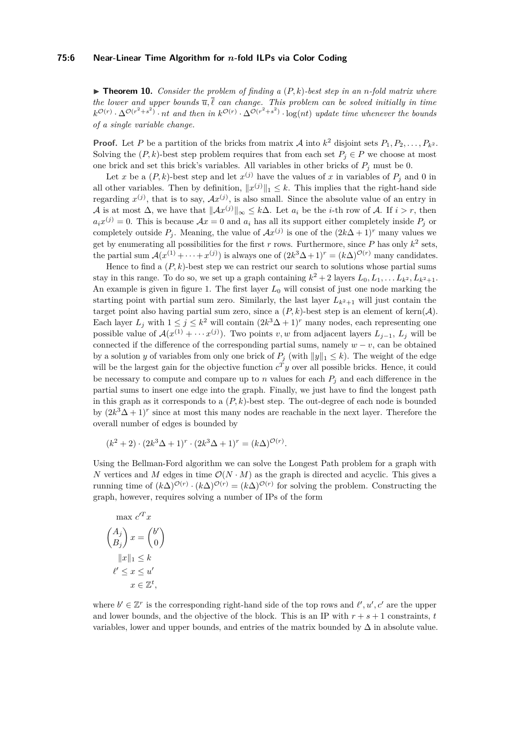▶ **Theorem 10.** *Consider the problem of finding a $(P, k)$-best step in an $n$-fold matrix where the lower and upper bounds $\overline{u}, \overline{\ell}$ can change. This problem can be solved initially in time $k^{\mathcal{O}(r)} \cdot \Delta^{\mathcal{O}(r^2+s^2)} \cdot nt$ and then in $k^{\mathcal{O}(r)} \cdot \Delta^{\mathcal{O}(r^2+s^2)} \cdot \log(nt)$ update time whenever the bounds of a single variable change.*

**Proof.** Let $P$ be a partition of the bricks from matrix $\mathcal{A}$ into $k^2$ disjoint sets $P_1, P_2, \ldots, P_{k^2}$. Solving the $(P, k)$-best step problem requires that from each set $P_j \in P$ we choose at most one brick and set this brick's variables. All variables in other bricks of $P_j$ must be 0.

Let $x$ be a $(P, k)$-best step and let $x^{(j)}$ have the values of $x$ in variables of $P_j$ and 0 in all other variables. Then by definition, $\|x^{(j)}\|_1 \leq k$. This implies that the right-hand side regarding $x^{(j)}$, that is to say, $\mathcal{A}x^{(j)}$, is also small. Since the absolute value of an entry in $\mathcal{A}$ is at most $\Delta$, we have that $\|\mathcal{A}x^{(j)}\|_\infty \leq k\Delta$. Let $a_i$ be the $i$-th row of $\mathcal{A}$. If $i > r$, then $a_i x^{(j)} = 0$. This is because $\mathcal{A}x = 0$ and $a_i$ has all its support either completely inside $P_j$ or completely outside $P_j$. Meaning, the value of $\mathcal{A}x^{(j)}$ is one of the $(2k\Delta + 1)^r$ many values we get by enumerating all possibilities for the first $r$ rows. Furthermore, since $P$ has only $k^2$ sets, the partial sum $\mathcal{A}(x^{(1)} + \cdots + x^{(j)})$ is always one of $(2k^3\Delta + 1)^r = (k\Delta)^{\mathcal{O}(r)}$ many candidates.

Hence to find a $(P, k)$-best step we can restrict our search to solutions whose partial sums stay in this range. To do so, we set up a graph containing $k^2 + 2$ layers $L_0, L_1, \ldots L_{k^2}, L_{k^2+1}$. An example is given in figure 1. The first layer $L_0$ will consist of just one node marking the starting point with partial sum zero. Similarly, the last layer $L_{k^2+1}$ will just contain the target point also having partial sum zero, since a $(P, k)$-best step is an element of $\text{kern}(\mathcal{A})$. Each layer $L_j$ with $1 \leq j \leq k^2$ will contain $(2k^3\Delta + 1)^r$ many nodes, each representing one possible value of $\mathcal{A}(x^{(1)} + \cdots x^{(j)})$. Two points $v, w$ from adjacent layers $L_{j-1}$, $L_j$ will be connected if the difference of the corresponding partial sums, namely $w - v$, can be obtained by a solution $y$ of variables from only one brick of $P_j$ (with $\|y\|_1 \leq k$). The weight of the edge will be the largest gain for the objective function $c^T y$ over all possible bricks. Hence, it could be necessary to compute and compare up to $n$ values for each $P_j$ and each difference in the partial sums to insert one edge into the graph. Finally, we just have to find the longest path in this graph as it corresponds to a $(P, k)$-best step. The out-degree of each node is bounded by $(2k^3\Delta + 1)^r$ since at most this many nodes are reachable in the next layer. Therefore the overall number of edges is bounded by

$$(k^2 + 2) \cdot (2k^3\Delta + 1)^r \cdot (2k^3\Delta + 1)^r = (k\Delta)^{\mathcal{O}(r)}.$$

Using the Bellman-Ford algorithm we can solve the Longest Path problem for a graph with $N$ vertices and $M$ edges in time $\mathcal{O}(N \cdot M)$ as the graph is directed and acyclic. This gives a running time of $(k\Delta)^{\mathcal{O}(r)} \cdot (k\Delta)^{\mathcal{O}(r)} = (k\Delta)^{\mathcal{O}(r)}$ for solving the problem. Constructing the graph, however, requires solving a number of IPs of the form

$$\begin{aligned}
&\max c'^T x \\
&\begin{pmatrix} A_j \\ B_j \end{pmatrix} x = \begin{pmatrix} b' \\ 0 \end{pmatrix} \\
&\|x\|_1 \leq k \\
&\ell' \leq x \leq u' \\
&x \in \mathbb{Z}^t,
\end{aligned}$$

where $b' \in \mathbb{Z}^r$ is the corresponding right-hand side of the top rows and $\ell', u', c'$ are the upper and lower bounds, and the objective of the block. This is an IP with $r + s + 1$ constraints, $t$ variables, lower and upper bounds, and entries of the matrix bounded by $\Delta$ in absolute value.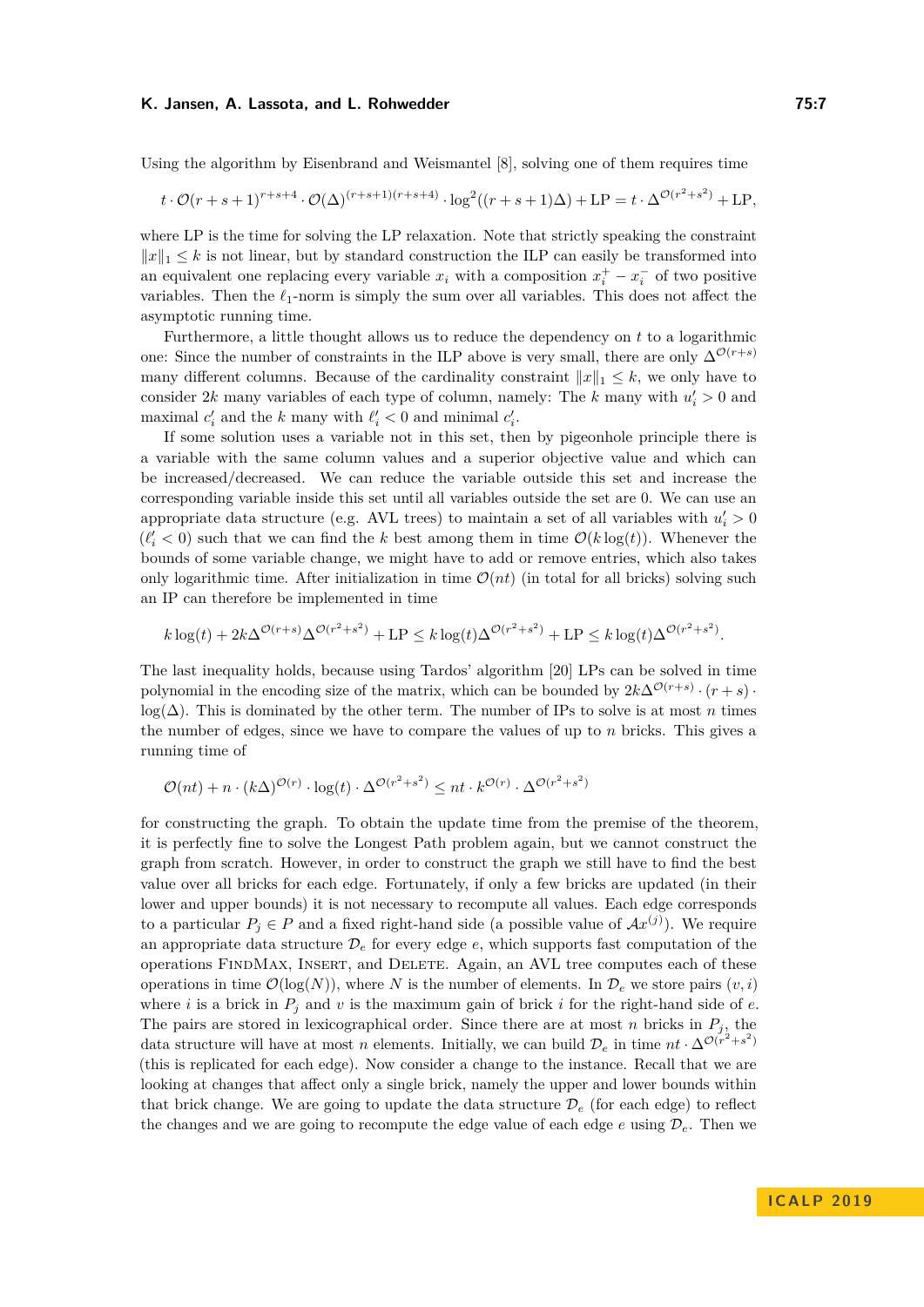Using the algorithm by Eisenbrand and Weismantel [8], solving one of them requires time

$$t \cdot \mathcal{O}(r+s+1)^{r+s+4} \cdot \mathcal{O}(\Delta)^{(r+s+1)(r+s+4)} \cdot \log^2((r+s+1)\Delta) + \mathrm{LP} = t \cdot \Delta^{\mathcal{O}(r^2+s^2)} + \mathrm{LP},$$

where LP is the time for solving the LP relaxation. Note that strictly speaking the constraint $\|x\|_1 \leq k$ is not linear, but by standard construction the ILP can easily be transformed into an equivalent one replacing every variable $x_i$ with a composition $x_i^+ - x_i^-$ of two positive variables. Then the $\ell_1$-norm is simply the sum over all variables. This does not affect the asymptotic running time.

Furthermore, a little thought allows us to reduce the dependency on $t$ to a logarithmic one: Since the number of constraints in the ILP above is very small, there are only $\Delta^{\mathcal{O}(r+s)}$ many different columns. Because of the cardinality constraint $\|x\|_1 \leq k$, we only have to consider $2k$ many variables of each type of column, namely: The $k$ many with $u_i' > 0$ and maximal $c_i'$ and the $k$ many with $\ell_i' < 0$ and minimal $c_i'$.

If some solution uses a variable not in this set, then by pigeonhole principle there is a variable with the same column values and a superior objective value and which can be increased/decreased. We can reduce the variable outside this set and increase the corresponding variable inside this set until all variables outside the set are 0. We can use an appropriate data structure (e.g. AVL trees) to maintain a set of all variables with $u_i' > 0$ ($\ell_i' < 0$) such that we can find the $k$ best among them in time $\mathcal{O}(k\log(t))$. Whenever the bounds of some variable change, we might have to add or remove entries, which also takes only logarithmic time. After initialization in time $\mathcal{O}(nt)$ (in total for all bricks) solving such an IP can therefore be implemented in time

$$k\log(t) + 2k\Delta^{\mathcal{O}(r+s)}\Delta^{\mathcal{O}(r^2+s^2)} + \mathrm{LP} \leq k\log(t)\Delta^{\mathcal{O}(r^2+s^2)} + \mathrm{LP} \leq k\log(t)\Delta^{\mathcal{O}(r^2+s^2)}.$$

The last inequality holds, because using Tardos' algorithm [20] LPs can be solved in time polynomial in the encoding size of the matrix, which can be bounded by $2k\Delta^{\mathcal{O}(r+s)} \cdot (r+s) \cdot \log(\Delta)$. This is dominated by the other term. The number of IPs to solve is at most $n$ times the number of edges, since we have to compare the values of up to $n$ bricks. This gives a running time of

$$\mathcal{O}(nt) + n \cdot (k\Delta)^{\mathcal{O}(r)} \cdot \log(t) \cdot \Delta^{\mathcal{O}(r^2+s^2)} \leq nt \cdot k^{\mathcal{O}(r)} \cdot \Delta^{\mathcal{O}(r^2+s^2)}$$

for constructing the graph. To obtain the update time from the premise of the theorem, it is perfectly fine to solve the Longest Path problem again, but we cannot construct the graph from scratch. However, in order to construct the graph we still have to find the best value over all bricks for each edge. Fortunately, if only a few bricks are updated (in their lower and upper bounds) it is not necessary to recompute all values. Each edge corresponds to a particular $P_j \in P$ and a fixed right-hand side (a possible value of $\mathcal{A}x^{(j)}$). We require an appropriate data structure $\mathcal{D}_e$ for every edge $e$, which supports fast computation of the operations FindMax, Insert, and Delete. Again, an AVL tree computes each of these operations in time $\mathcal{O}(\log(N))$, where $N$ is the number of elements. In $\mathcal{D}_e$ we store pairs $(v, i)$ where $i$ is a brick in $P_j$ and $v$ is the maximum gain of brick $i$ for the right-hand side of $e$. The pairs are stored in lexicographical order. Since there are at most $n$ bricks in $P_j$, the data structure will have at most $n$ elements. Initially, we can build $\mathcal{D}_e$ in time $nt \cdot \Delta^{\mathcal{O}(r^2+s^2)}$ (this is replicated for each edge). Now consider a change to the instance. Recall that we are looking at changes that affect only a single brick, namely the upper and lower bounds within that brick change. We are going to update the data structure $\mathcal{D}_e$ (for each edge) to reflect the changes and we are going to recompute the edge value of each edge $e$ using $\mathcal{D}_e$. Then we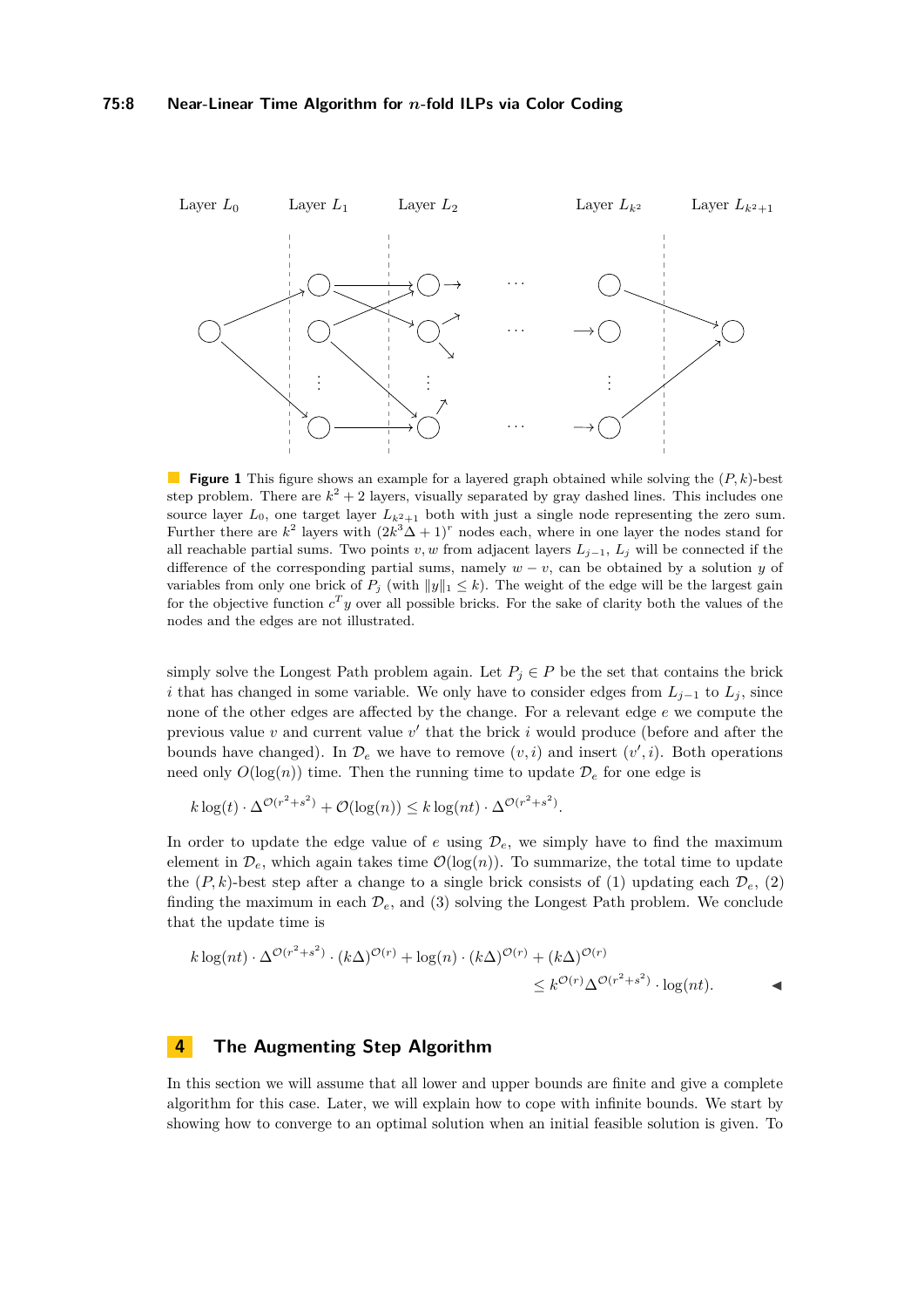Layer $L_0$ Layer $L_1$ Layer $L_2$ Layer $L_{k^2}$ Layer $L_{k^2+1}$

**Figure 1** This figure shows an example for a layered graph obtained while solving the $(P, k)$-best step problem. There are $k^2 + 2$ layers, visually separated by gray dashed lines. This includes one source layer $L_0$, one target layer $L_{k^2+1}$ both with just a single node representing the zero sum. Further there are $k^2$ layers with $(2k^3\Delta + 1)^r$ nodes each, where in one layer the nodes stand for all reachable partial sums. Two points $v, w$ from adjacent layers $L_{j-1}$, $L_j$ will be connected if the difference of the corresponding partial sums, namely $w - v$, can be obtained by a solution $y$ of variables from only one brick of $P_j$ (with $\|y\|_1 \leq k$). The weight of the edge will be the largest gain for the objective function $c^T y$ over all possible bricks. For the sake of clarity both the values of the nodes and the edges are not illustrated.

simply solve the Longest Path problem again. Let $P_j \in P$ be the set that contains the brick $i$ that has changed in some variable. We only have to consider edges from $L_{j-1}$ to $L_j$, since none of the other edges are affected by the change. For a relevant edge $e$ we compute the previous value $v$ and current value $v'$ that the brick $i$ would produce (before and after the bounds have changed). In $\mathcal{D}_e$ we have to remove $(v, i)$ and insert $(v', i)$. Both operations need only $O(\log(n))$ time. Then the running time to update $\mathcal{D}_e$ for one edge is

$$k \log(t) \cdot \Delta^{\mathcal{O}(r^2+s^2)} + \mathcal{O}(\log(n)) \leq k \log(nt) \cdot \Delta^{\mathcal{O}(r^2+s^2)}.$$

In order to update the edge value of $e$ using $\mathcal{D}_e$, we simply have to find the maximum element in $\mathcal{D}_e$, which again takes time $\mathcal{O}(\log(n))$. To summarize, the total time to update the $(P, k)$-best step after a change to a single brick consists of (1) updating each $\mathcal{D}_e$, (2) finding the maximum in each $\mathcal{D}_e$, and (3) solving the Longest Path problem. We conclude that the update time is

$$k \log(nt) \cdot \Delta^{\mathcal{O}(r^2+s^2)} \cdot (k\Delta)^{\mathcal{O}(r)} + \log(n) \cdot (k\Delta)^{\mathcal{O}(r)} + (k\Delta)^{\mathcal{O}(r)} \leq k^{\mathcal{O}(r)} \Delta^{\mathcal{O}(r^2+s^2)} \cdot \log(nt).$$ ◀

## 4 The Augmenting Step Algorithm

In this section we will assume that all lower and upper bounds are finite and give a complete algorithm for this case. Later, we will explain how to cope with infinite bounds. We start by showing how to converge to an optimal solution when an initial feasible solution is given. To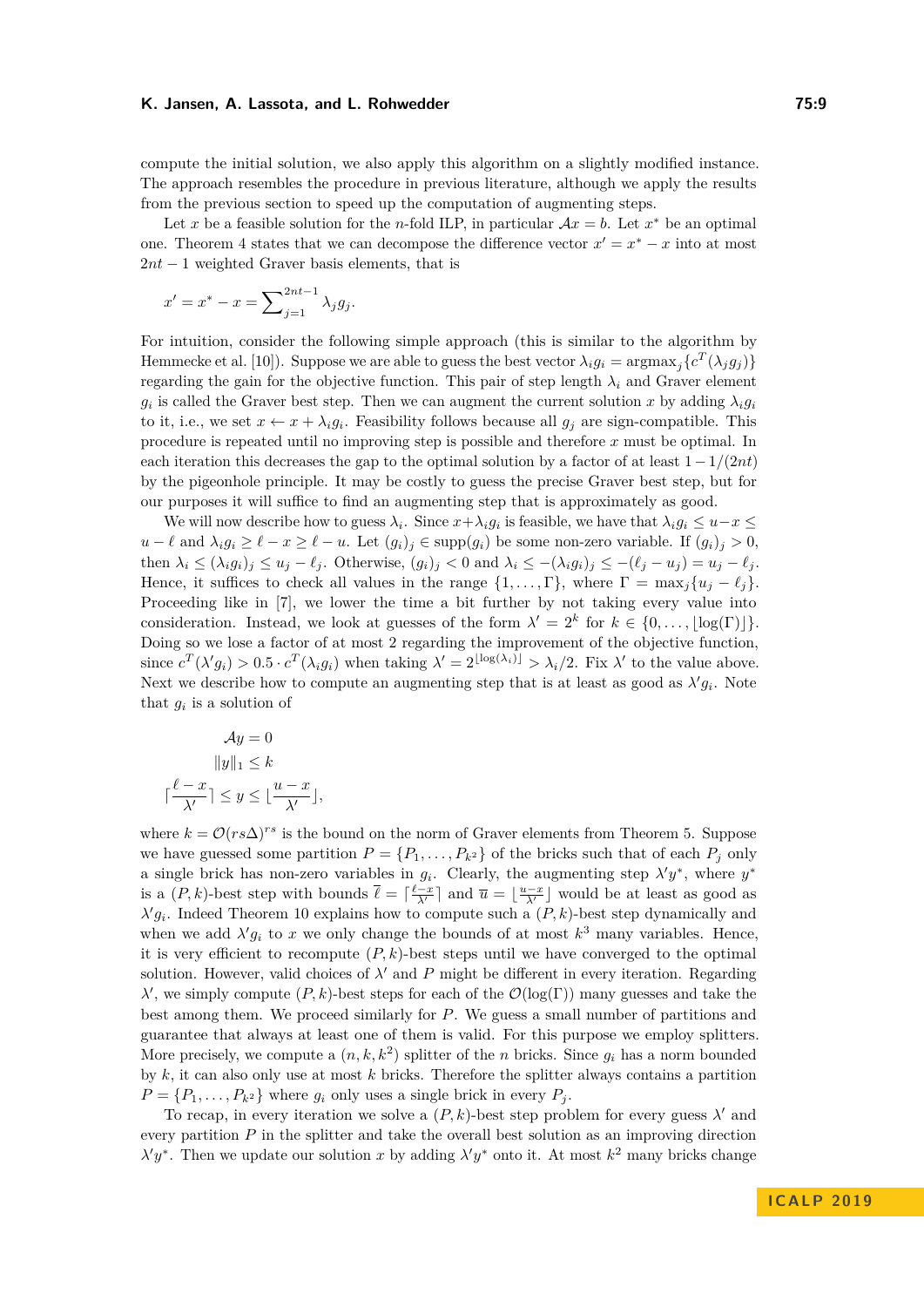compute the initial solution, we also apply this algorithm on a slightly modified instance. The approach resembles the procedure in previous literature, although we apply the results from the previous section to speed up the computation of augmenting steps.

Let $x$ be a feasible solution for the $n$-fold ILP, in particular $\mathcal{A}x = b$. Let $x^*$ be an optimal one. Theorem 4 states that we can decompose the difference vector $x' = x^* - x$ into at most $2nt - 1$ weighted Graver basis elements, that is

$$x' = x^* - x = \sum_{j=1}^{2nt-1} \lambda_j g_j.$$

For intuition, consider the following simple approach (this is similar to the algorithm by Hemmecke et al. [10]). Suppose we are able to guess the best vector $\lambda_i g_i = \operatorname{argmax}_j \{c^T(\lambda_j g_j)\}$ regarding the gain for the objective function. This pair of step length $\lambda_i$ and Graver element $g_i$ is called the Graver best step. Then we can augment the current solution $x$ by adding $\lambda_i g_i$ to it, i.e., we set $x \leftarrow x + \lambda_i g_i$. Feasibility follows because all $g_j$ are sign-compatible. This procedure is repeated until no improving step is possible and therefore $x$ must be optimal. In each iteration this decreases the gap to the optimal solution by a factor of at least $1 - 1/(2nt)$ by the pigeonhole principle. It may be costly to guess the precise Graver best step, but for our purposes it will suffice to find an augmenting step that is approximately as good.

We will now describe how to guess $\lambda_i$. Since $x + \lambda_i g_i$ is feasible, we have that $\lambda_i g_i \leq u - x \leq u - \ell$ and $\lambda_i g_i \geq \ell - x \geq \ell - u$. Let $(g_i)_j \in \operatorname{supp}(g_i)$ be some non-zero variable. If $(g_i)_j > 0$, then $\lambda_i \leq (\lambda_i g_i)_j \leq u_j - \ell_j$. Otherwise, $(g_i)_j < 0$ and $\lambda_i \leq -(\lambda_i g_i)_j \leq -(\ell_j - u_j) = u_j - \ell_j$. Hence, it suffices to check all values in the range $\{1, \dots, \Gamma\}$, where $\Gamma = \max_j \{u_j - \ell_j\}$. Proceeding like in [7], we lower the time a bit further by not taking every value into consideration. Instead, we look at guesses of the form $\lambda' = 2^k$ for $k \in \{0, \dots, \lfloor \log(\Gamma) \rfloor\}$. Doing so we lose a factor of at most 2 regarding the improvement of the objective function, since $c^T(\lambda' g_i) > 0.5 \cdot c^T(\lambda_i g_i)$ when taking $\lambda' = 2^{\lfloor \log(\lambda_i) \rfloor} > \lambda_i/2$. Fix $\lambda'$ to the value above. Next we describe how to compute an augmenting step that is at least as good as $\lambda' g_i$. Note that $g_i$ is a solution of

$$\begin{aligned}
\mathcal{A}y &= 0 \\
\|y\|_1 &\leq k \\
\lceil \frac{\ell - x}{\lambda'} \rceil \leq y &\leq \lfloor \frac{u - x}{\lambda'} \rfloor,
\end{aligned}$$

where $k = \mathcal{O}(rs\Delta)^{rs}$ is the bound on the norm of Graver elements from Theorem 5. Suppose we have guessed some partition $P = \{P_1, \dots, P_{k^2}\}$ of the bricks such that of each $P_j$ only a single brick has non-zero variables in $g_i$. Clearly, the augmenting step $\lambda' y^*$, where $y^*$ is a $(P, k)$-best step with bounds $\overline{\ell} = \lceil \frac{\ell - x}{\lambda'} \rceil$ and $\overline{u} = \lfloor \frac{u - x}{\lambda'} \rfloor$ would be at least as good as $\lambda' g_i$. Indeed Theorem 10 explains how to compute such a $(P, k)$-best step dynamically and when we add $\lambda' g_i$ to $x$ we only change the bounds of at most $k^3$ many variables. Hence, it is very efficient to recompute $(P, k)$-best steps until we have converged to the optimal solution. However, valid choices of $\lambda'$ and $P$ might be different in every iteration. Regarding $\lambda'$, we simply compute $(P, k)$-best steps for each of the $\mathcal{O}(\log(\Gamma))$ many guesses and take the best among them. We proceed similarly for $P$. We guess a small number of partitions and guarantee that always at least one of them is valid. For this purpose we employ splitters. More precisely, we compute a $(n, k, k^2)$ splitter of the $n$ bricks. Since $g_i$ has a norm bounded by $k$, it can also only use at most $k$ bricks. Therefore the splitter always contains a partition $P = \{P_1, \dots, P_{k^2}\}$ where $g_i$ only uses a single brick in every $P_j$.

To recap, in every iteration we solve a $(P, k)$-best step problem for every guess $\lambda'$ and every partition $P$ in the splitter and take the overall best solution as an improving direction $\lambda' y^*$. Then we update our solution $x$ by adding $\lambda' y^*$ onto it. At most $k^2$ many bricks change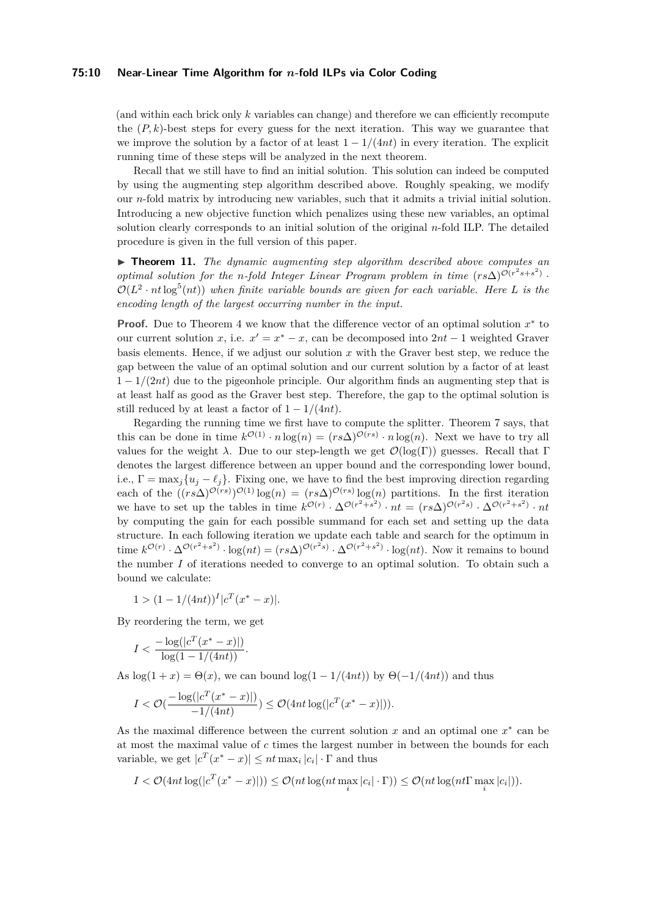(and within each brick only $k$ variables can change) and therefore we can efficiently recompute the $(P, k)$-best steps for every guess for the next iteration. This way we guarantee that we improve the solution by a factor of at least $1 - 1/(4nt)$ in every iteration. The explicit running time of these steps will be analyzed in the next theorem.

Recall that we still have to find an initial solution. This solution can indeed be computed by using the augmenting step algorithm described above. Roughly speaking, we modify our $n$-fold matrix by introducing new variables, such that it admits a trivial initial solution. Introducing a new objective function which penalizes using these new variables, an optimal solution clearly corresponds to an initial solution of the original $n$-fold ILP. The detailed procedure is given in the full version of this paper.

▶ **Theorem 11.** *The dynamic augmenting step algorithm described above computes an optimal solution for the $n$-fold Integer Linear Program problem in time $(rs\Delta)^{\mathcal{O}(r^2 s + s^2)} \cdot \mathcal{O}(L^2 \cdot nt \log^5(nt))$ when finite variable bounds are given for each variable. Here $L$ is the encoding length of the largest occurring number in the input.*

**Proof.** Due to Theorem 4 we know that the difference vector of an optimal solution $x^*$ to our current solution $x$, i.e. $x' = x^* - x$, can be decomposed into $2nt - 1$ weighted Graver basis elements. Hence, if we adjust our solution $x$ with the Graver best step, we reduce the gap between the value of an optimal solution and our current solution by a factor of at least $1 - 1/(2nt)$ due to the pigeonhole principle. Our algorithm finds an augmenting step that is at least half as good as the Graver best step. Therefore, the gap to the optimal solution is still reduced by at least a factor of $1 - 1/(4nt)$.

Regarding the running time we first have to compute the splitter. Theorem 7 says, that this can be done in time $k^{\mathcal{O}(1)} \cdot n \log(n) = (rs\Delta)^{\mathcal{O}(rs)} \cdot n \log(n)$. Next we have to try all values for the weight $\lambda$. Due to our step-length we get $\mathcal{O}(\log(\Gamma))$ guesses. Recall that $\Gamma$ denotes the largest difference between an upper bound and the corresponding lower bound, i.e., $\Gamma = \max_j \{u_j - \ell_j\}$. Fixing one, we have to find the best improving direction regarding each of the $((rs\Delta)^{\mathcal{O}(rs)})^{\mathcal{O}(1)} \log(n) = (rs\Delta)^{\mathcal{O}(rs)} \log(n)$ partitions. In the first iteration we have to set up the tables in time $k^{\mathcal{O}(r)} \cdot \Delta^{\mathcal{O}(r^2+s^2)} \cdot nt = (rs\Delta)^{\mathcal{O}(r^2 s)} \cdot \Delta^{\mathcal{O}(r^2+s^2)} \cdot nt$ by computing the gain for each possible summand for each set and setting up the data structure. In each following iteration we update each table and search for the optimum in time $k^{\mathcal{O}(r)} \cdot \Delta^{\mathcal{O}(r^2+s^2)} \cdot \log(nt) = (rs\Delta)^{\mathcal{O}(r^2 s)} \cdot \Delta^{\mathcal{O}(r^2+s^2)} \cdot \log(nt)$. Now it remains to bound the number $I$ of iterations needed to converge to an optimal solution. To obtain such a bound we calculate:

$$1 > (1 - 1/(4nt))^I |c^T(x^* - x)|.$$

By reordering the term, we get

$$I < \frac{-\log(|c^T(x^* - x)|)}{\log(1 - 1/(4nt))}.$$

As $\log(1 + x) = \Theta(x)$, we can bound $\log(1 - 1/(4nt))$ by $\Theta(-1/(4nt))$ and thus

$$I < \mathcal{O}(\frac{-\log(|c^T(x^* - x)|)}{-1/(4nt)}) \leq \mathcal{O}(4nt \log(|c^T(x^* - x)|)).$$

As the maximal difference between the current solution $x$ and an optimal one $x^*$ can be at most the maximal value of $c$ times the largest number in between the bounds for each variable, we get $|c^T(x^* - x)| \leq nt \max_i |c_i| \cdot \Gamma$ and thus

$$I < \mathcal{O}(4nt \log(|c^T(x^* - x)|)) \leq \mathcal{O}(nt \log(nt \max_i |c_i| \cdot \Gamma)) \leq \mathcal{O}(nt \log(nt\Gamma \max_i |c_i|)).$$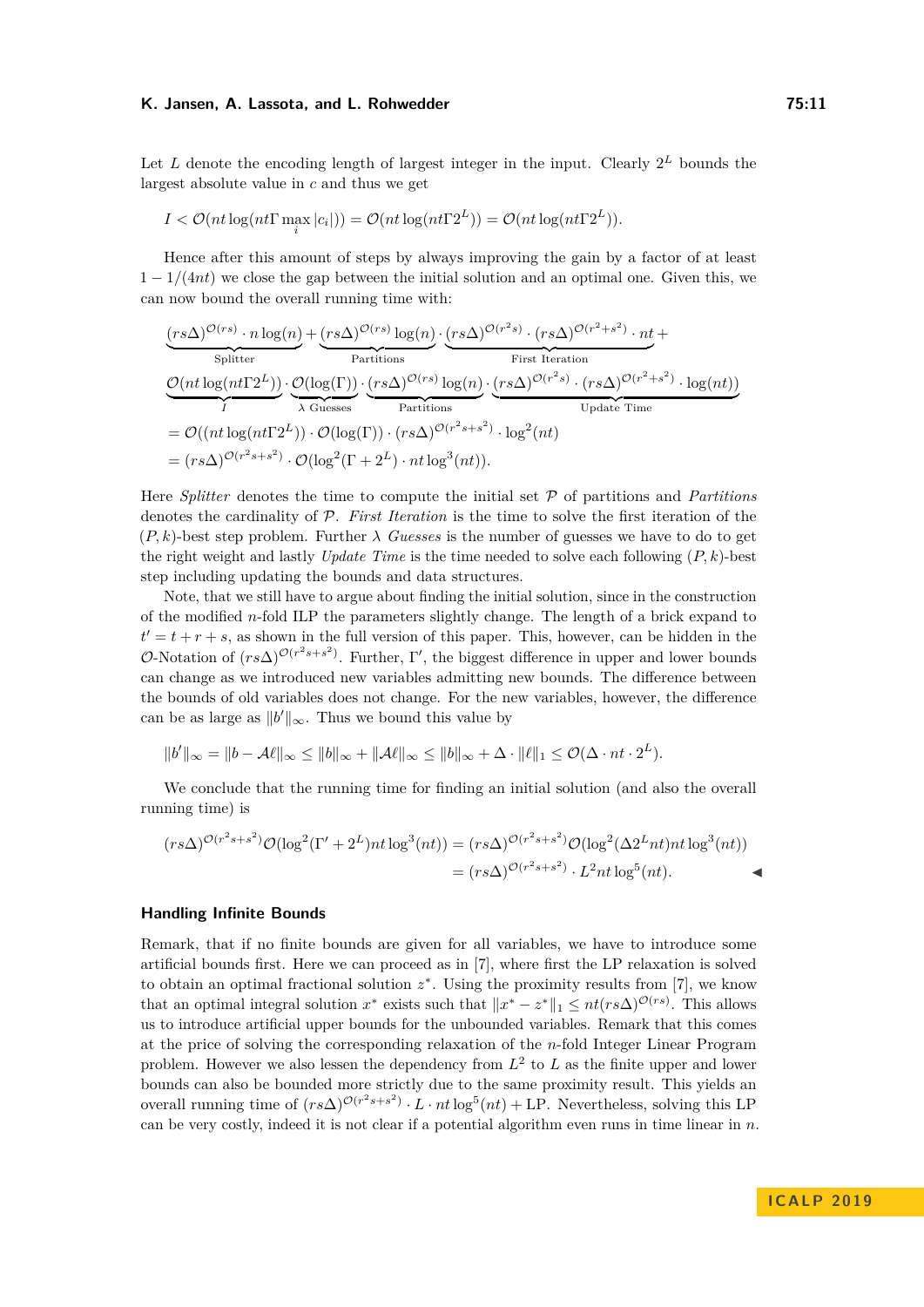Let $L$ denote the encoding length of largest integer in the input. Clearly $2^L$ bounds the largest absolute value in $c$ and thus we get

$$I < \mathcal{O}(nt \log(nt\Gamma \max_i |c_i|)) = \mathcal{O}(nt \log(nt\Gamma 2^L)) = \mathcal{O}(nt \log(nt\Gamma 2^L)).$$

Hence after this amount of steps by always improving the gain by a factor of at least $1 - 1/(4nt)$ we close the gap between the initial solution and an optimal one. Given this, we can now bound the overall running time with:

$$\begin{aligned}
&\underbrace{(rs\Delta)^{\mathcal{O}(rs)} \cdot n \log(n)}_{\text{Splitter}} + \underbrace{(rs\Delta)^{\mathcal{O}(rs)} \log(n)}_{\text{Partitions}} \cdot \underbrace{(rs\Delta)^{\mathcal{O}(r^2 s)} \cdot (rs\Delta)^{\mathcal{O}(r^2+s^2)} \cdot nt}_{\text{First Iteration}} + \\
&\underbrace{\mathcal{O}(nt \log(nt\Gamma 2^L))}_{I} \cdot \underbrace{\mathcal{O}(\log(\Gamma))}_{\lambda \text{ Guesses}} \cdot \underbrace{(rs\Delta)^{\mathcal{O}(rs)} \log(n)}_{\text{Partitions}} \cdot \underbrace{(rs\Delta)^{\mathcal{O}(r^2 s)} \cdot (rs\Delta)^{\mathcal{O}(r^2+s^2)} \cdot \log(nt)}_{\text{Update Time}} \\
&= \mathcal{O}((nt \log(nt\Gamma 2^L)) \cdot \mathcal{O}(\log(\Gamma)) \cdot (rs\Delta)^{\mathcal{O}(r^2 s + s^2)} \cdot \log^2(nt) \\
&= (rs\Delta)^{\mathcal{O}(r^2 s + s^2)} \cdot \mathcal{O}(\log^2(\Gamma + 2^L) \cdot nt \log^3(nt)).
\end{aligned}$$

Here *Splitter* denotes the time to compute the initial set $\mathcal{P}$ of partitions and *Partitions* denotes the cardinality of $\mathcal{P}$. *First Iteration* is the time to solve the first iteration of the $(P, k)$-best step problem. Further $\lambda$ *Guesses* is the number of guesses we have to do to get the right weight and lastly *Update Time* is the time needed to solve each following $(P, k)$-best step including updating the bounds and data structures.

Note, that we still have to argue about finding the initial solution, since in the construction of the modified $n$-fold ILP the parameters slightly change. The length of a brick expand to $t' = t + r + s$, as shown in the full version of this paper. This, however, can be hidden in the $\mathcal{O}$-Notation of $(rs\Delta)^{\mathcal{O}(r^2 s + s^2)}$. Further, $\Gamma'$, the biggest difference in upper and lower bounds can change as we introduced new variables admitting new bounds. The difference between the bounds of old variables does not change. For the new variables, however, the difference can be as large as $\|b'\|_\infty$. Thus we bound this value by

$$\|b'\|_\infty = \|b - \mathcal{A}\ell\|_\infty \le \|b\|_\infty + \|\mathcal{A}\ell\|_\infty \le \|b\|_\infty + \Delta \cdot \|\ell\|_1 \le \mathcal{O}(\Delta \cdot nt \cdot 2^L).$$

We conclude that the running time for finding an initial solution (and also the overall running time) is

$$\begin{aligned}
(rs\Delta)^{\mathcal{O}(r^2 s + s^2)} \mathcal{O}(\log^2(\Gamma' + 2^L) nt \log^3(nt)) &= (rs\Delta)^{\mathcal{O}(r^2 s + s^2)} \mathcal{O}(\log^2(\Delta 2^L nt) nt \log^3(nt)) \\
&= (rs\Delta)^{\mathcal{O}(r^2 s + s^2)} \cdot L^2 nt \log^5(nt).
\end{aligned}$$

◀

## Handling Infinite Bounds

Remark, that if no finite bounds are given for all variables, we have to introduce some artificial bounds first. Here we can proceed as in [7], where first the LP relaxation is solved to obtain an optimal fractional solution $z^*$. Using the proximity results from [7], we know that an optimal integral solution $x^*$ exists such that $\|x^* - z^*\|_1 \le nt(rs\Delta)^{\mathcal{O}(rs)}$. This allows us to introduce artificial upper bounds for the unbounded variables. Remark that this comes at the price of solving the corresponding relaxation of the $n$-fold Integer Linear Program problem. However we also lessen the dependency from $L^2$ to $L$ as the finite upper and lower bounds can also be bounded more strictly due to the same proximity result. This yields an overall running time of $(rs\Delta)^{\mathcal{O}(r^2 s + s^2)} \cdot L \cdot nt \log^5(nt) + \text{LP}$. Nevertheless, solving this LP can be very costly, indeed it is not clear if a potential algorithm even runs in time linear in $n$.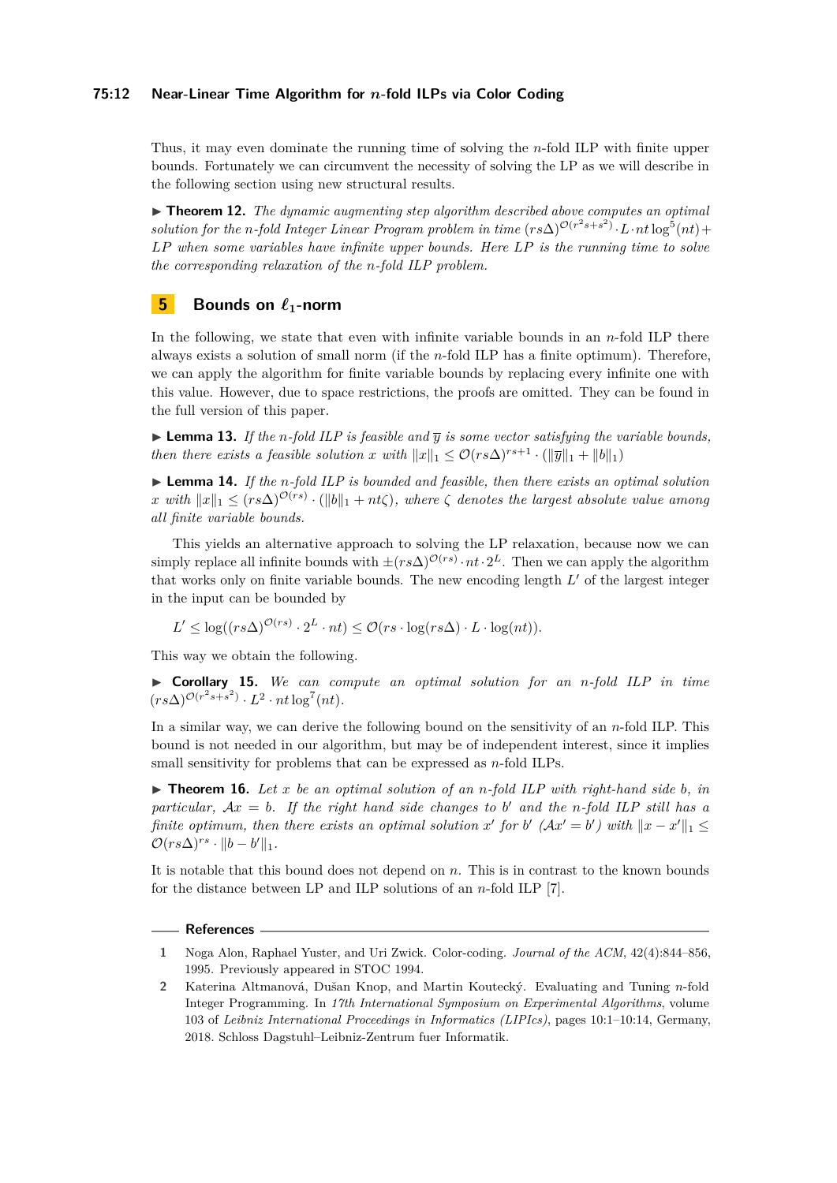Thus, it may even dominate the running time of solving the $n$-fold ILP with finite upper bounds. Fortunately we can circumvent the necessity of solving the LP as we will describe in the following section using new structural results.

▶ **Theorem 12.** *The dynamic augmenting step algorithm described above computes an optimal solution for the $n$-fold Integer Linear Program problem in time $(rs\Delta)^{\mathcal{O}(r^2s+s^2)} \cdot L \cdot nt \log^5(nt) +$ LP when some variables have infinite upper bounds. Here LP is the running time to solve the corresponding relaxation of the $n$-fold ILP problem.*

## 5 Bounds on $\ell_1$-norm

In the following, we state that even with infinite variable bounds in an $n$-fold ILP there always exists a solution of small norm (if the $n$-fold ILP has a finite optimum). Therefore, we can apply the algorithm for finite variable bounds by replacing every infinite one with this value. However, due to space restrictions, the proofs are omitted. They can be found in the full version of this paper.

▶ **Lemma 13.** *If the $n$-fold ILP is feasible and $\overline{y}$ is some vector satisfying the variable bounds, then there exists a feasible solution $x$ with $\|x\|_1 \leq \mathcal{O}(rs\Delta)^{rs+1} \cdot (\|\overline{y}\|_1 + \|b\|_1)$*

▶ **Lemma 14.** *If the $n$-fold ILP is bounded and feasible, then there exists an optimal solution $x$ with $\|x\|_1 \leq (rs\Delta)^{\mathcal{O}(rs)} \cdot (\|b\|_1 + nt\zeta)$, where $\zeta$ denotes the largest absolute value among all finite variable bounds.*

This yields an alternative approach to solving the LP relaxation, because now we can simply replace all infinite bounds with $\pm(rs\Delta)^{\mathcal{O}(rs)} \cdot nt \cdot 2^L$. Then we can apply the algorithm that works only on finite variable bounds. The new encoding length $L'$ of the largest integer in the input can be bounded by

$$L' \leq \log((rs\Delta)^{\mathcal{O}(rs)} \cdot 2^L \cdot nt) \leq \mathcal{O}(rs \cdot \log(rs\Delta) \cdot L \cdot \log(nt)).$$

This way we obtain the following.

▶ **Corollary 15.** *We can compute an optimal solution for an $n$-fold ILP in time $(rs\Delta)^{\mathcal{O}(r^2s+s^2)} \cdot L^2 \cdot nt \log^7(nt)$.*

In a similar way, we can derive the following bound on the sensitivity of an $n$-fold ILP. This bound is not needed in our algorithm, but may be of independent interest, since it implies small sensitivity for problems that can be expressed as $n$-fold ILPs.

▶ **Theorem 16.** *Let $x$ be an optimal solution of an $n$-fold ILP with right-hand side $b$, in particular, $\mathcal{A}x = b$. If the right hand side changes to $b'$ and the $n$-fold ILP still has a finite optimum, then there exists an optimal solution $x'$ for $b'$ ($\mathcal{A}x' = b'$) with $\|x - x'\|_1 \leq \mathcal{O}(rs\Delta)^{rs} \cdot \|b - b'\|_1$.*

It is notable that this bound does not depend on $n$. This is in contrast to the known bounds for the distance between LP and ILP solutions of an $n$-fold ILP [7].

## References

1. Noga Alon, Raphael Yuster, and Uri Zwick. Color-coding. *Journal of the ACM*, 42(4):844–856, 1995. Previously appeared in STOC 1994.
2. Katerina Altmanová, Dušan Knop, and Martin Koutecký. Evaluating and Tuning $n$-fold Integer Programming. In *17th International Symposium on Experimental Algorithms*, volume 103 of *Leibniz International Proceedings in Informatics (LIPIcs)*, pages 10:1–10:14, Germany, 2018. Schloss Dagstuhl–Leibniz-Zentrum fuer Informatik.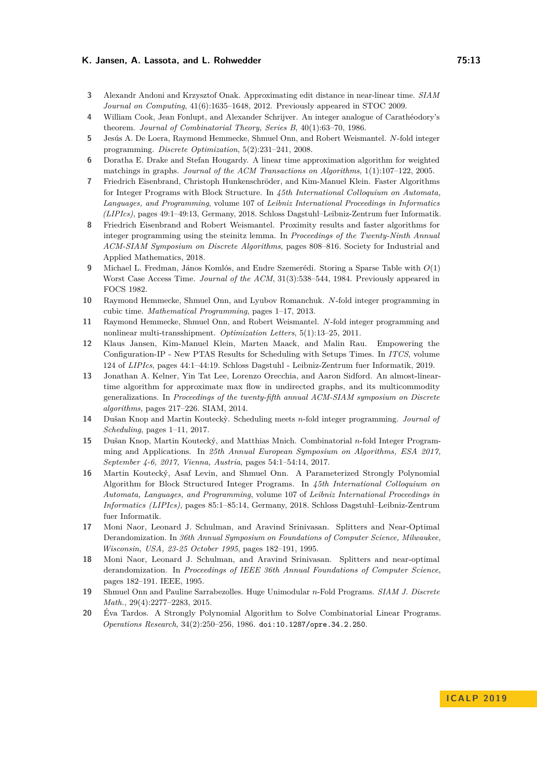3. Alexandr Andoni and Krzysztof Onak. Approximating edit distance in near-linear time. *SIAM Journal on Computing*, 41(6):1635–1648, 2012. Previously appeared in STOC 2009.
4. William Cook, Jean Fonlupt, and Alexander Schrijver. An integer analogue of Carathéodory's theorem. *Journal of Combinatorial Theory, Series B*, 40(1):63–70, 1986.
5. Jesús A. De Loera, Raymond Hemmecke, Shmuel Onn, and Robert Weismantel. $N$-fold integer programming. *Discrete Optimization*, 5(2):231–241, 2008.
6. Doratha E. Drake and Stefan Hougardy. A linear time approximation algorithm for weighted matchings in graphs. *Journal of the ACM Transactions on Algorithms*, 1(1):107–122, 2005.
7. Friedrich Eisenbrand, Christoph Hunkenschröder, and Kim-Manuel Klein. Faster Algorithms for Integer Programs with Block Structure. In *45th International Colloquium on Automata, Languages, and Programming*, volume 107 of *Leibniz International Proceedings in Informatics (LIPIcs)*, pages 49:1–49:13, Germany, 2018. Schloss Dagstuhl–Leibniz-Zentrum fuer Informatik.
8. Friedrich Eisenbrand and Robert Weismantel. Proximity results and faster algorithms for integer programming using the steinitz lemma. In *Proceedings of the Twenty-Ninth Annual ACM-SIAM Symposium on Discrete Algorithms*, pages 808–816. Society for Industrial and Applied Mathematics, 2018.
9. Michael L. Fredman, János Komlós, and Endre Szemerédi. Storing a Sparse Table with $O(1)$ Worst Case Access Time. *Journal of the ACM*, 31(3):538–544, 1984. Previously appeared in FOCS 1982.
10. Raymond Hemmecke, Shmuel Onn, and Lyubov Romanchuk. $N$-fold integer programming in cubic time. *Mathematical Programming*, pages 1–17, 2013.
11. Raymond Hemmecke, Shmuel Onn, and Robert Weismantel. $N$-fold integer programming and nonlinear multi-transshipment. *Optimization Letters*, 5(1):13–25, 2011.
12. Klaus Jansen, Kim-Manuel Klein, Marten Maack, and Malin Rau. Empowering the Configuration-IP - New PTAS Results for Scheduling with Setups Times. In *ITCS*, volume 124 of *LIPIcs*, pages 44:1–44:19. Schloss Dagstuhl - Leibniz-Zentrum fuer Informatik, 2019.
13. Jonathan A. Kelner, Yin Tat Lee, Lorenzo Orecchia, and Aaron Sidford. An almost-linear-time algorithm for approximate max flow in undirected graphs, and its multicommodity generalizations. In *Proceedings of the twenty-fifth annual ACM-SIAM symposium on Discrete algorithms*, pages 217–226. SIAM, 2014.
14. Dušan Knop and Martin Kouteckỳ. Scheduling meets $n$-fold integer programming. *Journal of Scheduling*, pages 1–11, 2017.
15. Dušan Knop, Martin Koutecký, and Matthias Mnich. Combinatorial $n$-fold Integer Programming and Applications. In *25th Annual European Symposium on Algorithms, ESA 2017, September 4-6, 2017, Vienna, Austria*, pages 54:1–54:14, 2017.
16. Martin Koutecký, Asaf Levin, and Shmuel Onn. A Parameterized Strongly Polynomial Algorithm for Block Structured Integer Programs. In *45th International Colloquium on Automata, Languages, and Programming*, volume 107 of *Leibniz International Proceedings in Informatics (LIPIcs)*, pages 85:1–85:14, Germany, 2018. Schloss Dagstuhl–Leibniz-Zentrum fuer Informatik.
17. Moni Naor, Leonard J. Schulman, and Aravind Srinivasan. Splitters and Near-Optimal Derandomization. In *36th Annual Symposium on Foundations of Computer Science, Milwaukee, Wisconsin, USA, 23-25 October 1995*, pages 182–191, 1995.
18. Moni Naor, Leonard J. Schulman, and Aravind Srinivasan. Splitters and near-optimal derandomization. In *Proceedings of IEEE 36th Annual Foundations of Computer Science*, pages 182–191. IEEE, 1995.
19. Shmuel Onn and Pauline Sarrabezolles. Huge Unimodular $n$-Fold Programs. *SIAM J. Discrete Math.*, 29(4):2277–2283, 2015.
20. Éva Tardos. A Strongly Polynomial Algorithm to Solve Combinatorial Linear Programs. *Operations Research*, 34(2):250–256, 1986. doi:10.1287/opre.34.2.250.